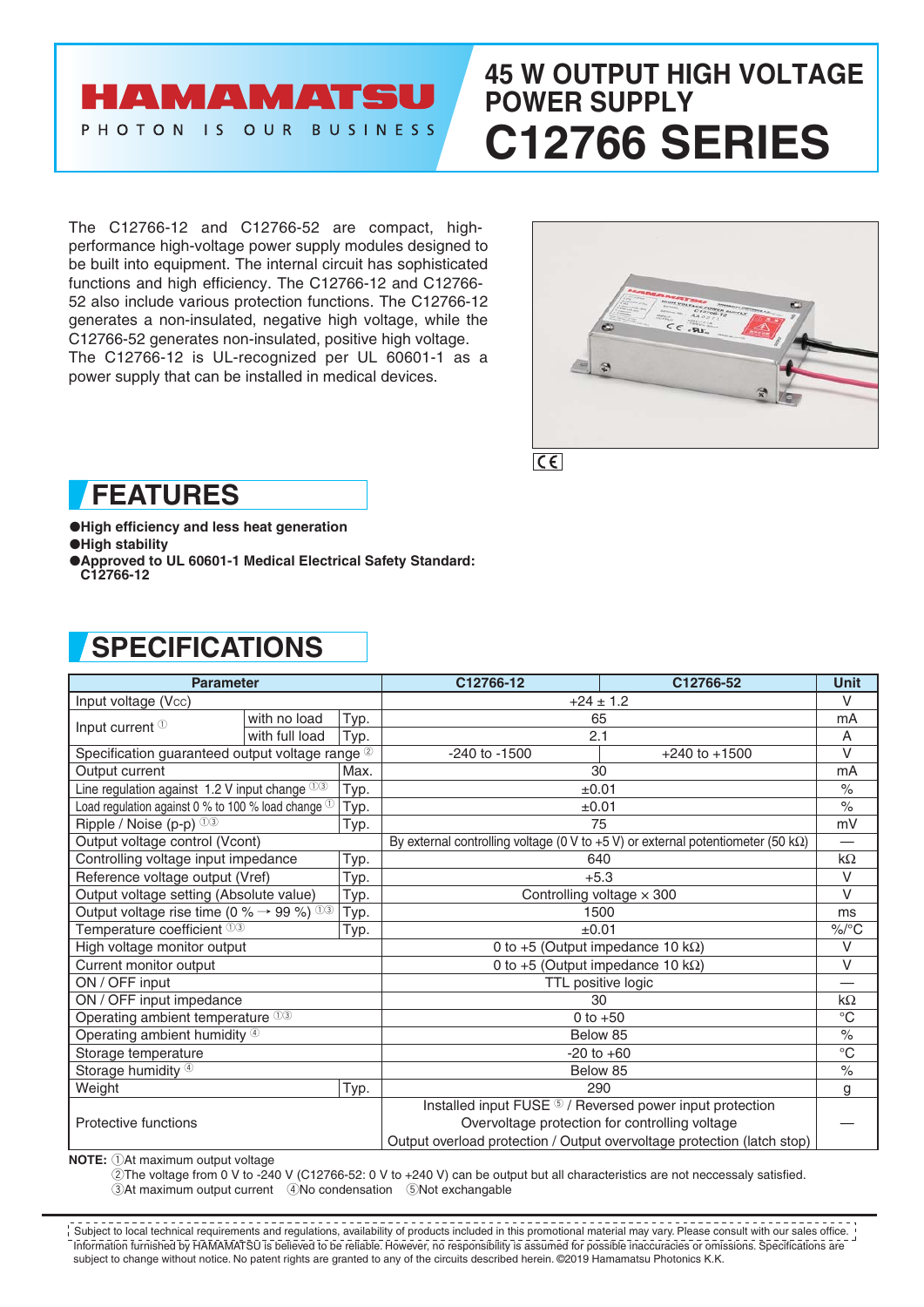HAMAMATSU
PHOTON IS OUR BUSINESS

# 45 W OUTPUT HIGH VOLTAGE POWER SUPPLY
# C12766 SERIES

The C12766-12 and C12766-52 are compact, high-performance high-voltage power supply modules designed to be built into equipment. The internal circuit has sophisticated functions and high efficiency. The C12766-12 and C12766-52 also include various protection functions. The C12766-12 generates a non-insulated, negative high voltage, while the C12766-52 generates non-insulated, positive high voltage. The C12766-12 is UL-recognized per UL 60601-1 as a power supply that can be installed in medical devices.

## FEATURES

- **High efficiency and less heat generation**
- **High stability**
- **Approved to UL 60601-1 Medical Electrical Safety Standard: C12766-12**

## SPECIFICATIONS

| Parameter | | | C12766-12 | C12766-52 | Unit |
|---|---|---|---|---|---|
| Input voltage (Vcc) | | | +24 ± 1.2 | | V |
| Input current ① | with no load | Typ. | 65 | | mA |
| | with full load | Typ. | 2.1 | | A |
| Specification guaranteed output voltage range ② | | | -240 to -1500 | +240 to +1500 | V |
| Output current | | Max. | 30 | | mA |
| Line regulation against 1.2 V input change ①③ | | Typ. | ±0.01 | | % |
| Load regulation against 0 % to 100 % load change ① | | Typ. | ±0.01 | | % |
| Ripple / Noise (p-p) ①③ | | Typ. | 75 | | mV |
| Output voltage control (Vcont) | | | By external controlling voltage (0 V to +5 V) or external potentiometer (50 kΩ) | | — |
| Controlling voltage input impedance | | Typ. | 640 | | kΩ |
| Reference voltage output (Vref) | | Typ. | +5.3 | | V |
| Output voltage setting (Absolute value) | | Typ. | Controlling voltage × 300 | | V |
| Output voltage rise time (0 % → 99 %) ①③ | | Typ. | 1500 | | ms |
| Temperature coefficient ①③ | | Typ. | ±0.01 | | %/°C |
| High voltage monitor output | | | 0 to +5 (Output impedance 10 kΩ) | | V |
| Current monitor output | | | 0 to +5 (Output impedance 10 kΩ) | | V |
| ON / OFF input | | | TTL positive logic | | — |
| ON / OFF input impedance | | | 30 | | kΩ |
| Operating ambient temperature ①③ | | | 0 to +50 | | °C |
| Operating ambient humidity ④ | | | Below 85 | | % |
| Storage temperature | | | -20 to +60 | | °C |
| Storage humidity ④ | | | Below 85 | | % |
| Weight | | Typ. | 290 | | g |
| Protective functions | | | Installed input FUSE ⑤ / Reversed power input protection<br>Overvoltage protection for controlling voltage<br>Output overload protection / Output overvoltage protection (latch stop) | | — |

**NOTE:** ①At maximum output voltage
②The voltage from 0 V to -240 V (C12766-52: 0 V to +240 V) can be output but all characteristics are not neccessaly satisfied.
③At maximum output current ④No condensation ⑤Not exchangable

Subject to local technical requirements and regulations, availability of products included in this promotional material may vary. Please consult with our sales office. Information furnished by HAMAMATSU is believed to be reliable. However, no responsibility is assumed for possible inaccuracies or omissions. Specifications are subject to change without notice. No patent rights are granted to any of the circuits described herein. ©2019 Hamamatsu Photonics K.K.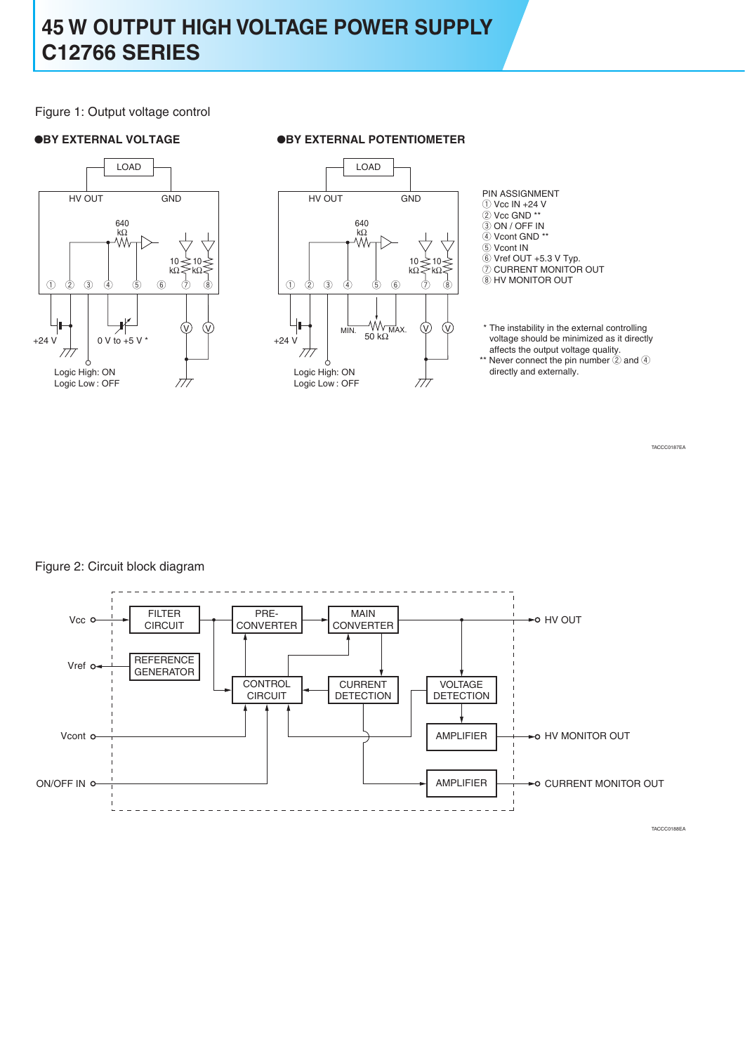# 45 W OUTPUT HIGH VOLTAGE POWER SUPPLY C12766 SERIES

Figure 1: Output voltage control

●BY EXTERNAL VOLTAGE

LOAD

HV OUT GND

640 kΩ

10 kΩ 10 kΩ

① ② ③ ④ ⑤ ⑥ ⑦ ⑧

+24 V

0 V to +5 V *

Logic High: ON
Logic Low : OFF

●BY EXTERNAL POTENTIOMETER

LOAD

HV OUT GND

640 kΩ

10 kΩ 10 kΩ

① ② ③ ④ ⑤ ⑥ ⑦ ⑧

+24 V

MIN. 50 kΩ MAX.

Logic High: ON
Logic Low : OFF

PIN ASSIGNMENT
① Vcc IN +24 V
② Vcc GND **
③ ON / OFF IN
④ Vcont GND **
⑤ Vcont IN
⑥ Vref OUT +5.3 V Typ.
⑦ CURRENT MONITOR OUT
⑧ HV MONITOR OUT

* The instability in the external controlling voltage should be minimized as it directly affects the output voltage quality.
** Never connect the pin number ② and ④ directly and externally.

TACCC0187EA

Figure 2: Circuit block diagram

Vcc, Vref, Vcont, ON/OFF IN

FILTER CIRCUIT, REFERENCE GENERATOR, PRE-CONVERTER, MAIN CONVERTER, CONTROL CIRCUIT, CURRENT DETECTION, VOLTAGE DETECTION, AMPLIFIER, AMPLIFIER

HV OUT, HV MONITOR OUT, CURRENT MONITOR OUT

TACCC0188EA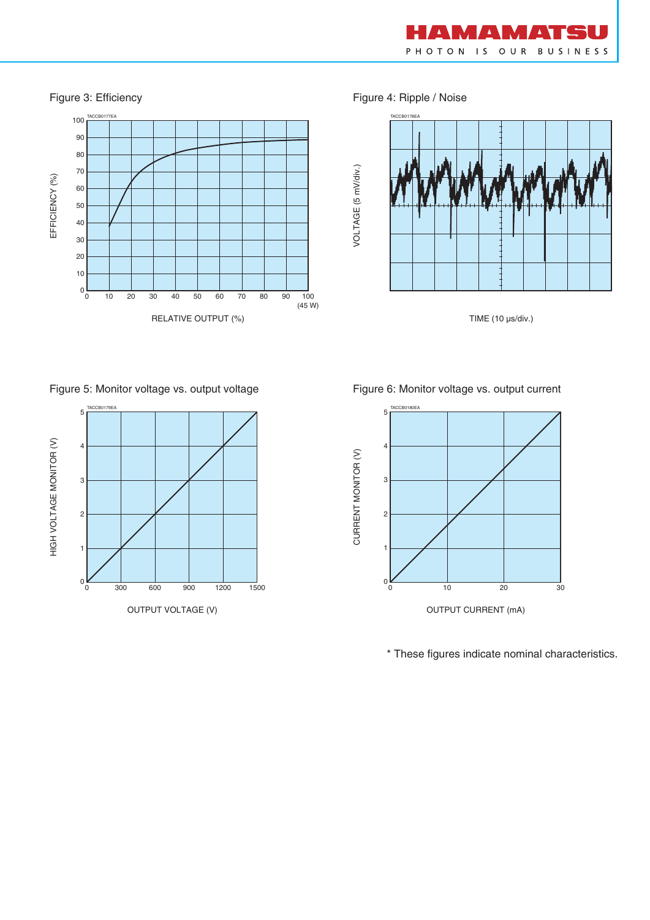Figure 3: Efficiency

Figure 4: Ripple / Noise

Figure 5: Monitor voltage vs. output voltage

Figure 6: Monitor voltage vs. output current

* These figures indicate nominal characteristics.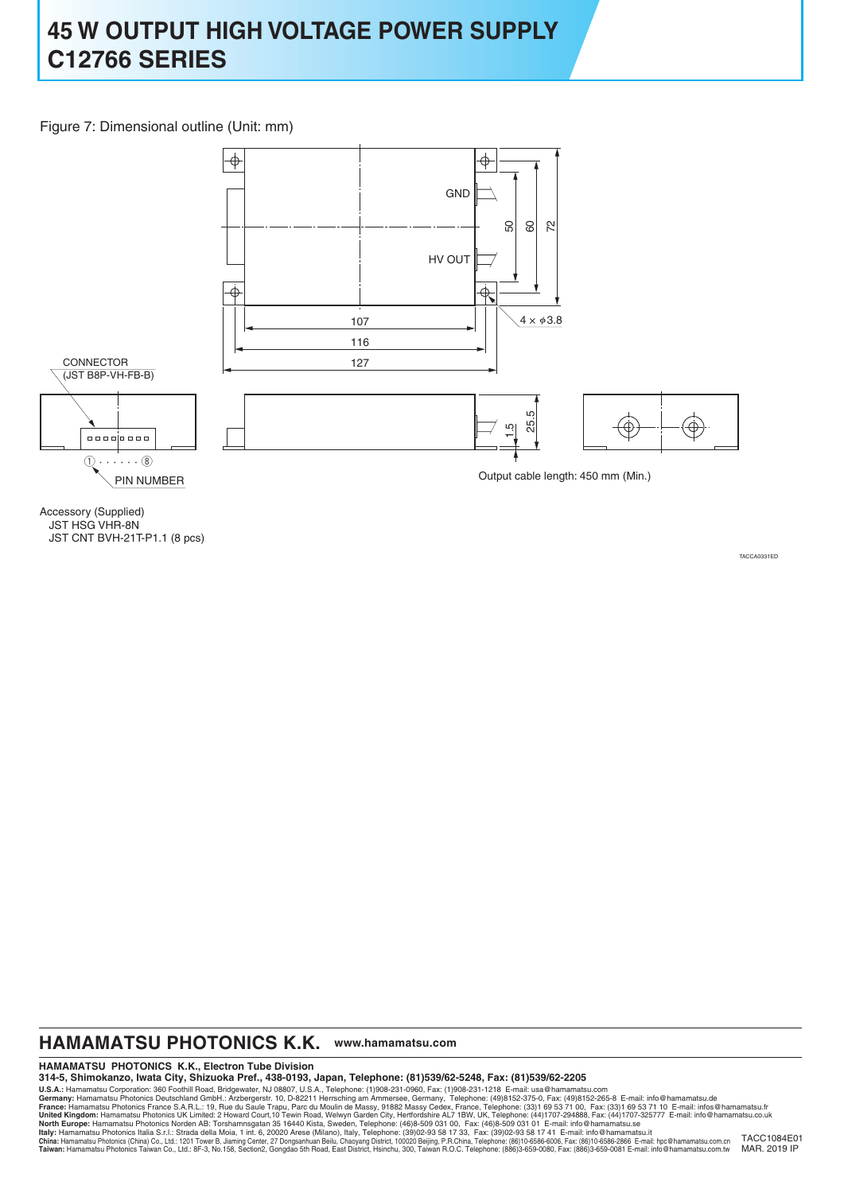# 45 W OUTPUT HIGH VOLTAGE POWER SUPPLY C12766 SERIES

Figure 7: Dimensional outline (Unit: mm)

GND
HV OUT
50
60
72
107
116
127
4 × ϕ3.8

CONNECTOR
(JST B8P-VH-FB-B)

① · · · · · · ⑧
PIN NUMBER

1.5
25.5

Output cable length: 450 mm (Min.)

Accessory (Supplied)
JST HSG VHR-8N
JST CNT BVH-21T-P1.1 (8 pcs)

TACCA0331ED

**HAMAMATSU PHOTONICS K.K.** www.hamamatsu.com

**HAMAMATSU PHOTONICS K.K., Electron Tube Division**
**314-5, Shimokanzo, Iwata City, Shizuoka Pref., 438-0193, Japan, Telephone: (81)539/62-5248, Fax: (81)539/62-2205**

**U.S.A.:** Hamamatsu Corporation: 360 Foothill Road, Bridgewater, NJ 08807, U.S.A., Telephone: (1)908-231-0960, Fax: (1)908-231-1218 E-mail: usa@hamamatsu.com
**Germany:** Hamamatsu Photonics Deutschland GmbH.: Arzbergerstr. 10, D-82211 Herrsching am Ammersee, Germany, Telephone: (49)8152-375-0, Fax: (49)8152-265-8 E-mail: info@hamamatsu.de
**France:** Hamamatsu Photonics France S.A.R.L.: 19, Rue du Saule Trapu, Parc du Moulin de Massy, 91882 Massy Cedex, France, Telephone: (33)1 69 53 71 00, Fax: (33)1 69 53 71 10 E-mail: infos@hamamatsu.fr
**United Kingdom:** Hamamatsu Photonics UK Limited: 2 Howard Court,10 Tewin Road, Welwyn Garden City, Hertfordshire AL7 1BW, UK, Telephone: (44)1707-294888, Fax: (44)1707-325777 E-mail: info@hamamatsu.co.uk
**North Europe:** Hamamatsu Photonics Norden AB: Torshamnsgatan 35 16440 Kista, Sweden, Telephone: (46)8-509 031 00, Fax: (46)8-509 031 01 E-mail: info@hamamatsu.se
**Italy:** Hamamatsu Photonics Italia S.r.l.: Strada della Moia, 1 int. 6, 20020 Arese (Milano), Italy, Telephone: (39)02-93 58 17 33, Fax: (39)02-93 58 17 41 E-mail: info@hamamatsu.it
**China:** Hamamatsu Photonics (China) Co., Ltd.: 1201 Tower B, Jiaming Center, 27 Dongsanhuan Beilu, Chaoyang District, 100020 Beijing, P.R.China, Telephone: (86)10-6586-6006, Fax: (86)10-6586-2866 E-mail: hpc@hamamatsu.com.cn
**Taiwan:** Hamamatsu Photonics Taiwan Co., Ltd.: 8F-3, No.158, Section2, Gongdao 5th Road, East District, Hsinchu, 300, Taiwan R.O.C. Telephone: (886)3-659-0080, Fax: (886)3-659-0081 E-mail: info@hamamatsu.com.tw

TACC1084E01
MAR. 2019 IP